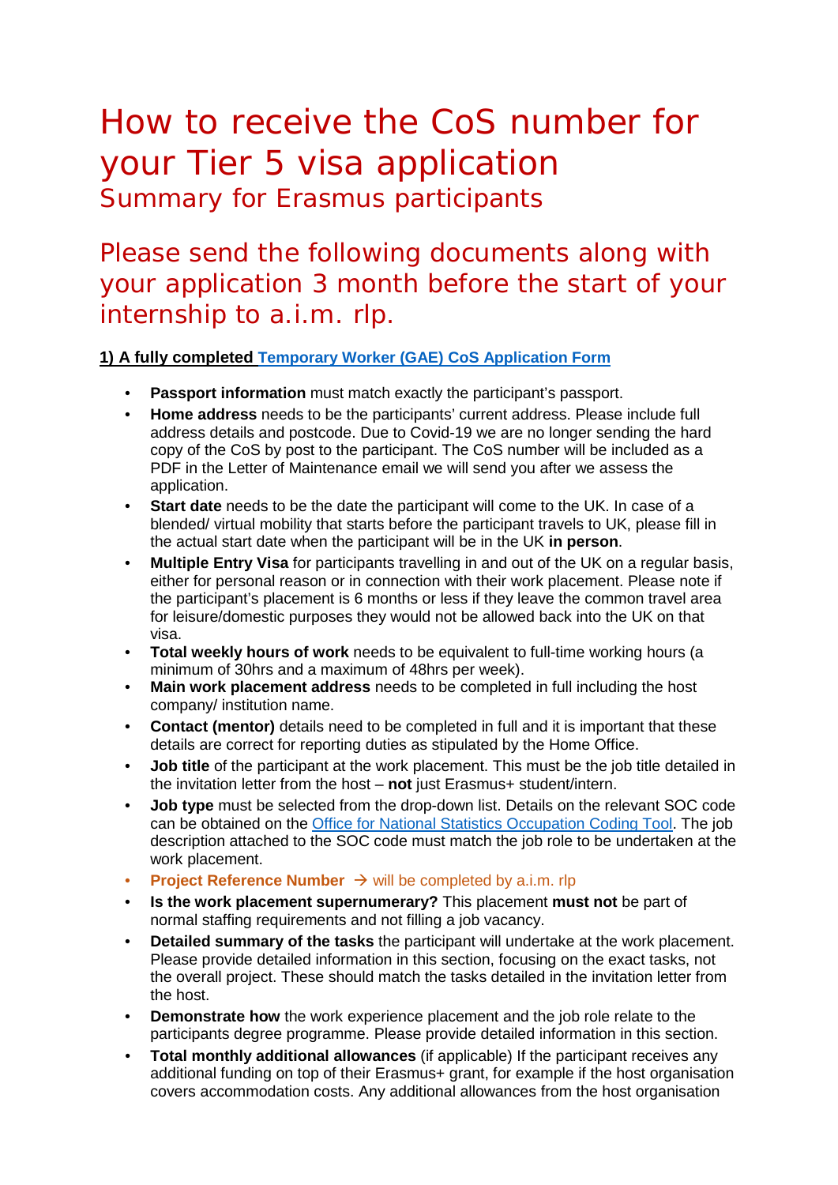# How to receive the CoS number for your Tier 5 visa application

## Summary for Erasmus participants

## Please send the following documents along with your application 3 month before the start of your internship to a.i.m. rlp.

**1) A fully completed Temporary Worker (GAE) CoS Application Form**

- **Passport information** must match exactly the participant's passport.
- **Home address** needs to be the participants' current address. Please include full address details and postcode. Due to Covid-19 we are no longer sending the hard copy of the CoS by post to the participant. The CoS number will be included as a PDF in the Letter of Maintenance email we will send you after we assess the application.
- **Start date** needs to be the date the participant will come to the UK. In case of a blended/ virtual mobility that starts before the participant travels to UK, please fill in the actual start date when the participant will be in the UK **in person**.
- **Multiple Entry Visa** for participants travelling in and out of the UK on a regular basis, either for personal reason or in connection with their work placement. Please note if the participant's placement is 6 months or less if they leave the common travel area for leisure/domestic purposes they would not be allowed back into the UK on that visa.
- **Total weekly hours of work** needs to be equivalent to full-time working hours (a minimum of 30hrs and a maximum of 48hrs per week).
- **Main work placement address** needs to be completed in full including the host company/ institution name.
- **Contact (mentor)** details need to be completed in full and it is important that these details are correct for reporting duties as stipulated by the Home Office.
- **Job title** of the participant at the work placement. This must be the job title detailed in the invitation letter from the host – **not** just Erasmus+ student/intern.
- **Job type** must be selected from the drop-down list. Details on the relevant SOC code can be obtained on the Office for National Statistics Occupation Coding Tool. The job description attached to the SOC code must match the job role to be undertaken at the work placement.
- **Project Reference Number** → will be completed by a.i.m. rlp
- **Is the work placement supernumerary?** This placement **must not** be part of normal staffing requirements and not filling a job vacancy.
- **Detailed summary of the tasks** the participant will undertake at the work placement. Please provide detailed information in this section, focusing on the exact tasks, not the overall project. These should match the tasks detailed in the invitation letter from the host.
- **Demonstrate how** the work experience placement and the job role relate to the participants degree programme. Please provide detailed information in this section.
- **Total monthly additional allowances** (if applicable) If the participant receives any additional funding on top of their Erasmus+ grant, for example if the host organisation covers accommodation costs. Any additional allowances from the host organisation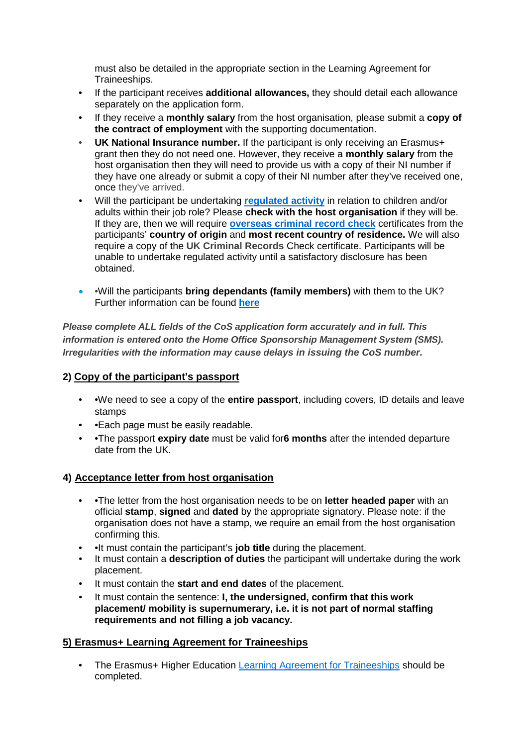must also be detailed in the appropriate section in the Learning Agreement for Traineeships.

- If the participant receives **additional allowances,** they should detail each allowance separately on the application form.
- If they receive a **monthly salary** from the host organisation, please submit a **copy of the contract of employment** with the supporting documentation.
- **UK National Insurance number.** If the participant is only receiving an Erasmus+ grant then they do not need one. However, they receive a **monthly salary** from the host organisation then they will need to provide us with a copy of their NI number if they have one already or submit a copy of their NI number after they've received one, once they've arrived.
- Will the participant be undertaking **[regulated activity](#)** in relation to children and/or adults within their job role? Please **check with the host organisation** if they will be. If they are, then we will require **[overseas criminal record check](#)** certificates from the participants' **country of origin** and **most recent country of residence.** We will also require a copy of the **UK Criminal Records** Check certificate. Participants will be unable to undertake regulated activity until a satisfactory disclosure has been obtained.

- •Will the participants **bring dependants (family members)** with them to the UK? Further information can be found **[here](#)**

***Please complete ALL fields of the CoS application form accurately and in full. This information is entered onto the Home Office Sponsorship Management System (SMS). Irregularities with the information may cause delays in issuing the CoS number.***

### 2) Copy of the participant's passport

- •We need to see a copy of the **entire passport**, including covers, ID details and leave stamps
- •Each page must be easily readable.
- •The passport **expiry date** must be valid for**6 months** after the intended departure date from the UK.

### 4) Acceptance letter from host organisation

- •The letter from the host organisation needs to be on **letter headed paper** with an official **stamp**, **signed** and **dated** by the appropriate signatory. Please note: if the organisation does not have a stamp, we require an email from the host organisation confirming this.
- •It must contain the participant's **job title** during the placement.
- It must contain a **description of duties** the participant will undertake during the work placement.
- It must contain the **start and end dates** of the placement.
- It must contain the sentence: **I, the undersigned, confirm that this work placement/ mobility is supernumerary, i.e. it is not part of normal staffing requirements and not filling a job vacancy.**

### 5) Erasmus+ Learning Agreement for Traineeships

- The Erasmus+ Higher Education [Learning Agreement for Traineeships](#) should be completed.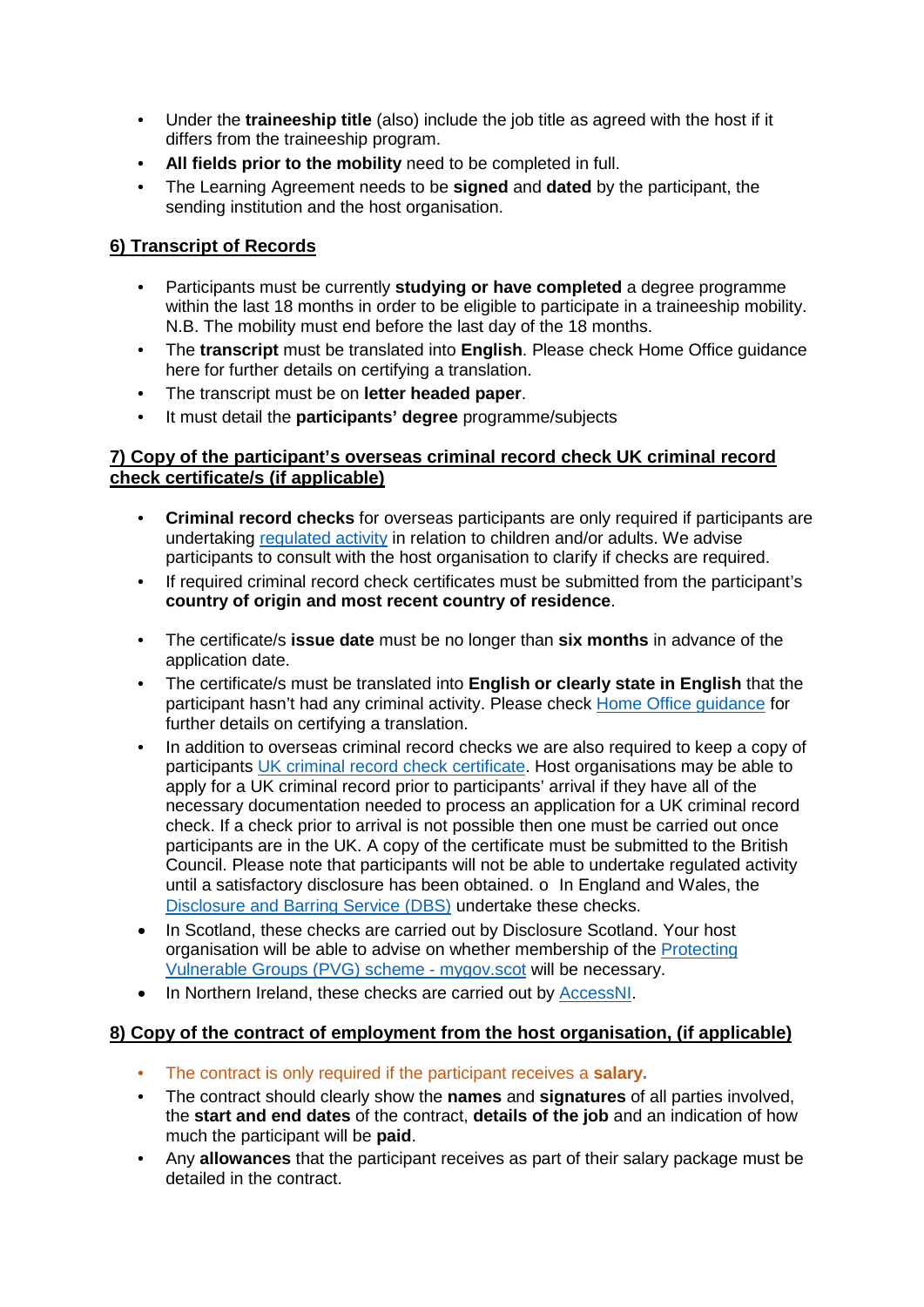- Under the **traineeship title** (also) include the job title as agreed with the host if it differs from the traineeship program.
- **All fields prior to the mobility** need to be completed in full.
- The Learning Agreement needs to be **signed** and **dated** by the participant, the sending institution and the host organisation.

## 6) Transcript of Records

- Participants must be currently **studying or have completed** a degree programme within the last 18 months in order to be eligible to participate in a traineeship mobility. N.B. The mobility must end before the last day of the 18 months.
- The **transcript** must be translated into **English**. Please check Home Office guidance here for further details on certifying a translation.
- The transcript must be on **letter headed paper**.
- It must detail the **participants' degree** programme/subjects

## 7) Copy of the participant's overseas criminal record check UK criminal record check certificate/s (if applicable)

- **Criminal record checks** for overseas participants are only required if participants are undertaking regulated activity in relation to children and/or adults. We advise participants to consult with the host organisation to clarify if checks are required.
- If required criminal record check certificates must be submitted from the participant's **country of origin and most recent country of residence**.
- The certificate/s **issue date** must be no longer than **six months** in advance of the application date.
- The certificate/s must be translated into **English or clearly state in English** that the participant hasn't had any criminal activity. Please check Home Office guidance for further details on certifying a translation.
- In addition to overseas criminal record checks we are also required to keep a copy of participants UK criminal record check certificate. Host organisations may be able to apply for a UK criminal record prior to participants' arrival if they have all of the necessary documentation needed to process an application for a UK criminal record check. If a check prior to arrival is not possible then one must be carried out once participants are in the UK. A copy of the certificate must be submitted to the British Council. Please note that participants will not be able to undertake regulated activity until a satisfactory disclosure has been obtained. o In England and Wales, the Disclosure and Barring Service (DBS) undertake these checks.
- In Scotland, these checks are carried out by Disclosure Scotland. Your host organisation will be able to advise on whether membership of the Protecting Vulnerable Groups (PVG) scheme - mygov.scot will be necessary.
- In Northern Ireland, these checks are carried out by AccessNI.

## 8) Copy of the contract of employment from the host organisation, (if applicable)

- The contract is only required if the participant receives a **salary.**
- The contract should clearly show the **names** and **signatures** of all parties involved, the **start and end dates** of the contract, **details of the job** and an indication of how much the participant will be **paid**.
- Any **allowances** that the participant receives as part of their salary package must be detailed in the contract.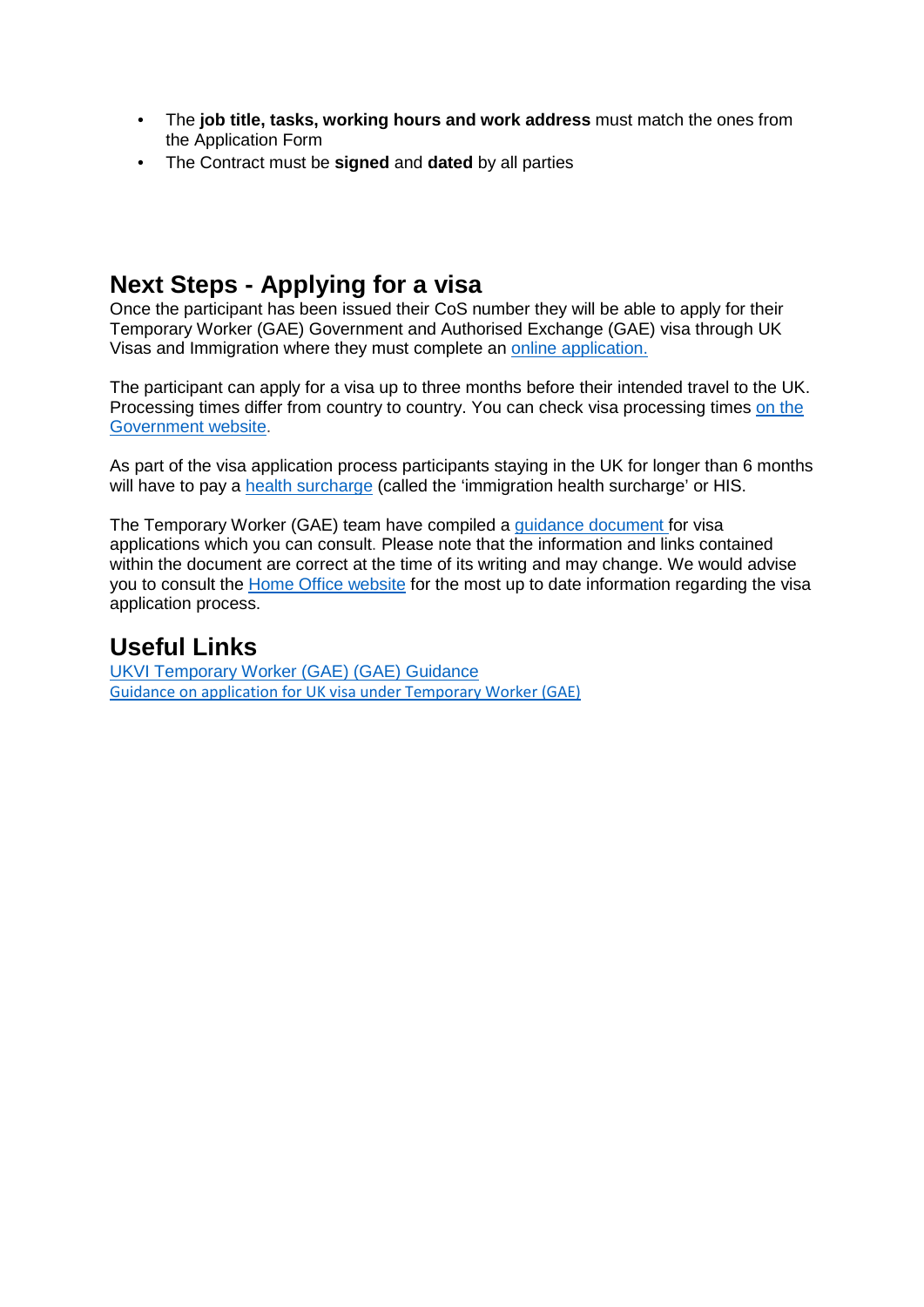- The **job title, tasks, working hours and work address** must match the ones from the Application Form
- The Contract must be **signed** and **dated** by all parties

## Next Steps - Applying for a visa

Once the participant has been issued their CoS number they will be able to apply for their Temporary Worker (GAE) Government and Authorised Exchange (GAE) visa through UK Visas and Immigration where they must complete an online application.

The participant can apply for a visa up to three months before their intended travel to the UK. Processing times differ from country to country. You can check visa processing times on the Government website.

As part of the visa application process participants staying in the UK for longer than 6 months will have to pay a health surcharge (called the 'immigration health surcharge' or HIS.

The Temporary Worker (GAE) team have compiled a guidance document for visa applications which you can consult. Please note that the information and links contained within the document are correct at the time of its writing and may change. We would advise you to consult the Home Office website for the most up to date information regarding the visa application process.

## Useful Links

UKVI Temporary Worker (GAE) (GAE) Guidance
Guidance on application for UK visa under Temporary Worker (GAE)